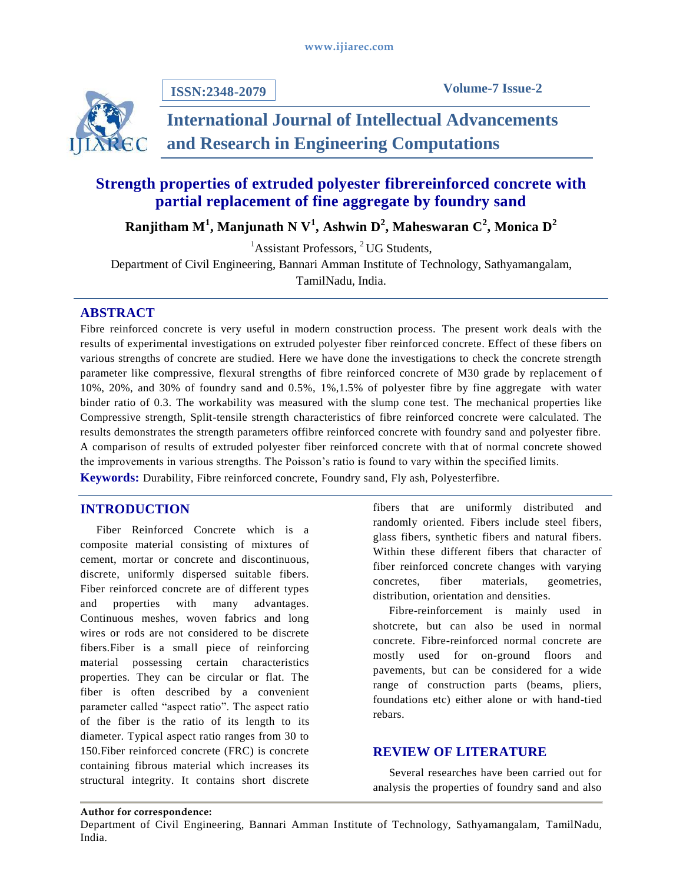# Strength properties of extruded polyester fibrereinforced concrete with partial replacement of fine aggregate by foundry sand

**Ranjitham M[1], Manjunath N V[1], Ashwin D[2], Maheswaran C[2], Monica D[2]**

[1]Assistant Professors, [2]UG Students,

Department of Civil Engineering, Bannari Amman Institute of Technology, Sathyamangalam, TamilNadu, India.

## ABSTRACT

Fibre reinforced concrete is very useful in modern construction process. The present work deals with the results of experimental investigations on extruded polyester fiber reinforced concrete. Effect of these fibers on various strengths of concrete are studied. Here we have done the investigations to check the concrete strength parameter like compressive, flexural strengths of fibre reinforced concrete of M30 grade by replacement of 10%, 20%, and 30% of foundry sand and 0.5%, 1%,1.5% of polyester fibre by fine aggregate with water binder ratio of 0.3. The workability was measured with the slump cone test. The mechanical properties like Compressive strength, Split-tensile strength characteristics of fibre reinforced concrete were calculated. The results demonstrates the strength parameters offibre reinforced concrete with foundry sand and polyester fibre. A comparison of results of extruded polyester fiber reinforced concrete with that of normal concrete showed the improvements in various strengths. The Poisson's ratio is found to vary within the specified limits.

**Keywords:** Durability, Fibre reinforced concrete, Foundry sand, Fly ash, Polyesterfibre.

## INTRODUCTION

Fiber Reinforced Concrete which is a composite material consisting of mixtures of cement, mortar or concrete and discontinuous, discrete, uniformly dispersed suitable fibers. Fiber reinforced concrete are of different types and properties with many advantages. Continuous meshes, woven fabrics and long wires or rods are not considered to be discrete fibers.Fiber is a small piece of reinforcing material possessing certain characteristics properties. They can be circular or flat. The fiber is often described by a convenient parameter called "aspect ratio". The aspect ratio of the fiber is the ratio of its length to its diameter. Typical aspect ratio ranges from 30 to 150.Fiber reinforced concrete (FRC) is concrete containing fibrous material which increases its structural integrity. It contains short discrete fibers that are uniformly distributed and randomly oriented. Fibers include steel fibers, glass fibers, synthetic fibers and natural fibers. Within these different fibers that character of fiber reinforced concrete changes with varying concretes, fiber materials, geometries, distribution, orientation and densities.

Fibre-reinforcement is mainly used in shotcrete, but can also be used in normal concrete. Fibre-reinforced normal concrete are mostly used for on-ground floors and pavements, but can be considered for a wide range of construction parts (beams, pliers, foundations etc) either alone or with hand-tied rebars.

## REVIEW OF LITERATURE

Several researches have been carried out for analysis the properties of foundry sand and also

**Author for correspondence:**
Department of Civil Engineering, Bannari Amman Institute of Technology, Sathyamangalam, TamilNadu, India.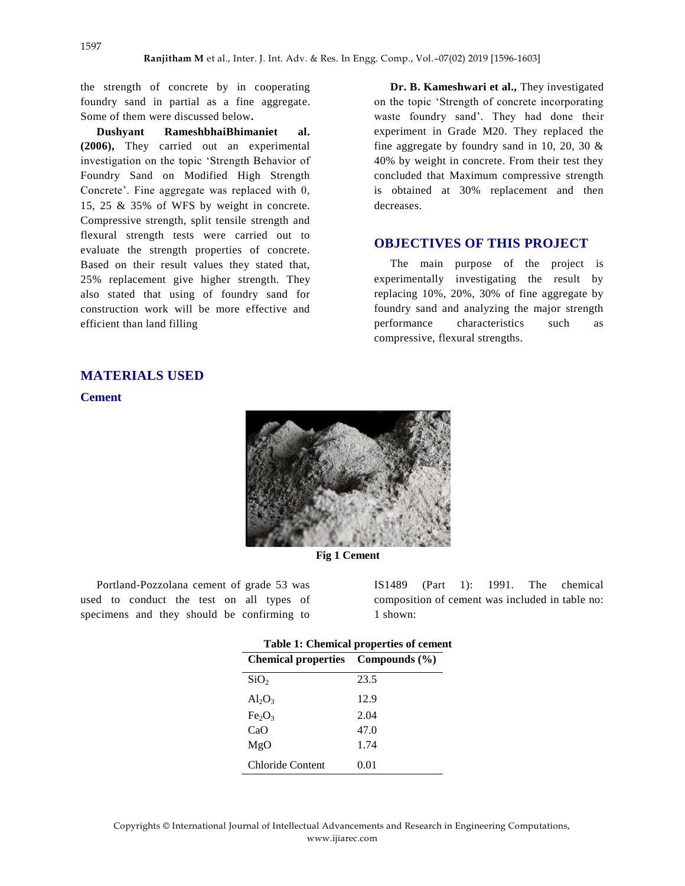the strength of concrete by in cooperating foundry sand in partial as a fine aggregate. Some of them were discussed below**.**

**Dushyant RameshbhaiBhimaniet al. (2006),** They carried out an experimental investigation on the topic 'Strength Behavior of Foundry Sand on Modified High Strength Concrete'. Fine aggregate was replaced with 0, 15, 25 & 35% of WFS by weight in concrete. Compressive strength, split tensile strength and flexural strength tests were carried out to evaluate the strength properties of concrete. Based on their result values they stated that, 25% replacement give higher strength. They also stated that using of foundry sand for construction work will be more effective and efficient than land filling

**Dr. B. Kameshwari et al.,** They investigated on the topic 'Strength of concrete incorporating waste foundry sand'. They had done their experiment in Grade M20. They replaced the fine aggregate by foundry sand in 10, 20, 30 & 40% by weight in concrete. From their test they concluded that Maximum compressive strength is obtained at 30% replacement and then decreases.

## OBJECTIVES OF THIS PROJECT

The main purpose of the project is experimentally investigating the result by replacing 10%, 20%, 30% of fine aggregate by foundry sand and analyzing the major strength performance characteristics such as compressive, flexural strengths.

## MATERIALS USED

### Cement

**Fig 1 Cement**

Portland-Pozzolana cement of grade 53 was used to conduct the test on all types of specimens and they should be confirming to IS1489 (Part 1): 1991. The chemical composition of cement was included in table no: 1 shown:

**Table 1: Chemical properties of cement**

| Chemical properties | Compounds (%) |
|---|---|
| $SiO_2$ | 23.5 |
| $Al_2O_3$ | 12.9 |
| $Fe_2O_3$ | 2.04 |
| CaO | 47.0 |
| MgO | 1.74 |
| Chloride Content | 0.01 |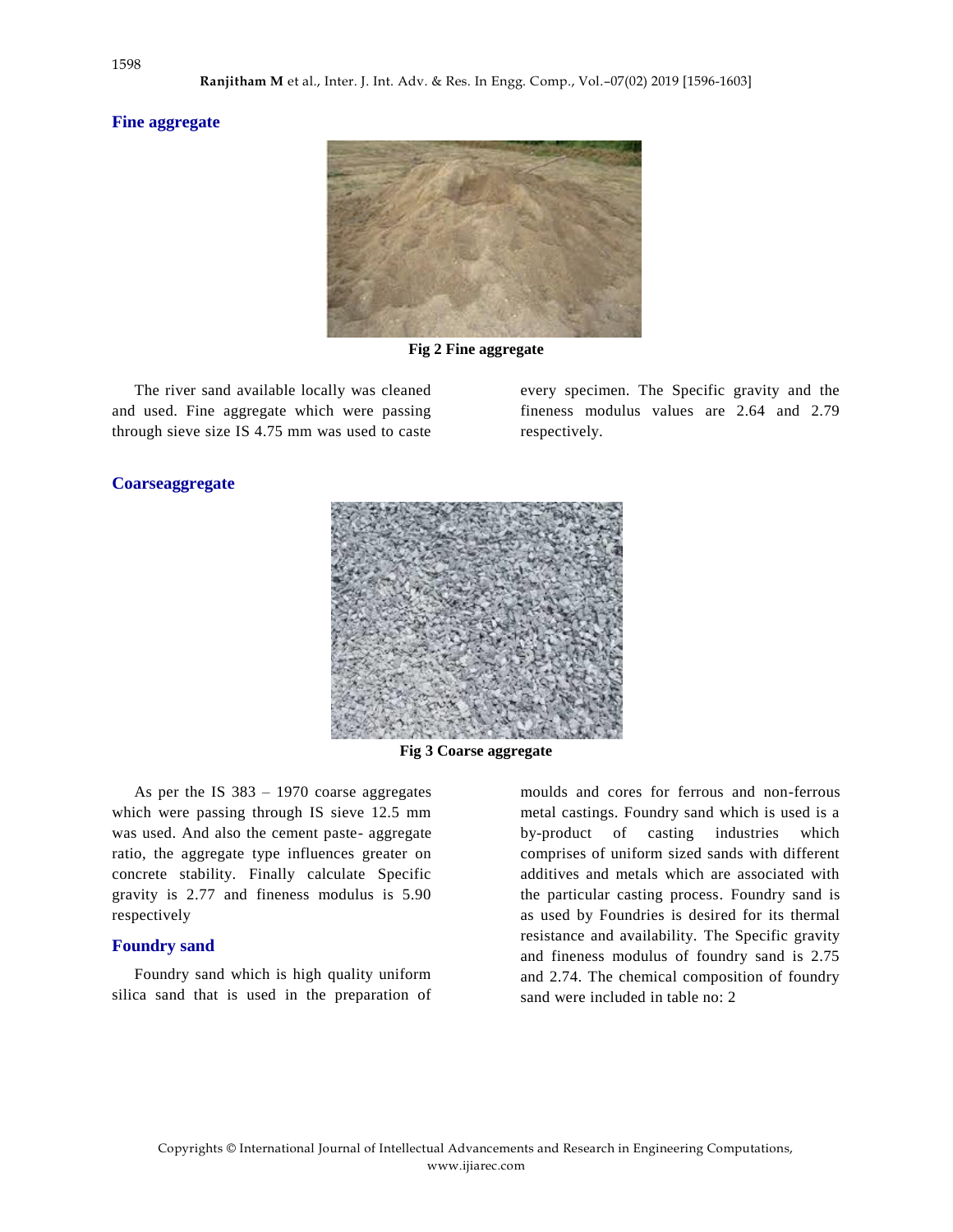## Fine aggregate

Fig 2 Fine aggregate

The river sand available locally was cleaned and used. Fine aggregate which were passing through sieve size IS 4.75 mm was used to caste every specimen. The Specific gravity and the fineness modulus values are 2.64 and 2.79 respectively.

## Coarseaggregate

Fig 3 Coarse aggregate

As per the IS 383 – 1970 coarse aggregates which were passing through IS sieve 12.5 mm was used. And also the cement paste- aggregate ratio, the aggregate type influences greater on concrete stability. Finally calculate Specific gravity is 2.77 and fineness modulus is 5.90 respectively

## Foundry sand

Foundry sand which is high quality uniform silica sand that is used in the preparation of moulds and cores for ferrous and non-ferrous metal castings. Foundry sand which is used is a by-product of casting industries which comprises of uniform sized sands with different additives and metals which are associated with the particular casting process. Foundry sand is as used by Foundries is desired for its thermal resistance and availability. The Specific gravity and fineness modulus of foundry sand is 2.75 and 2.74. The chemical composition of foundry sand were included in table no: 2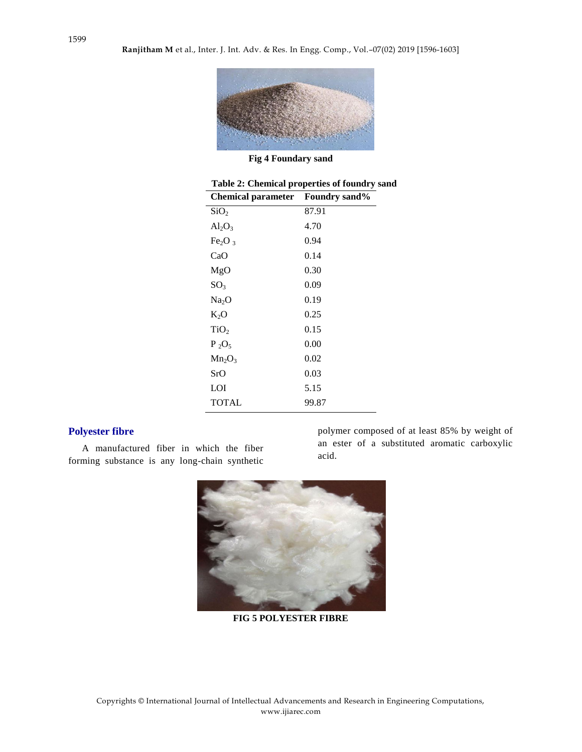Fig 4 Foundary sand

**Table 2: Chemical properties of foundry sand**

| Chemical parameter | Foundry sand% |
|---|---|
| $SiO_2$ | 87.91 |
| $Al_2O_3$ | 4.70 |
| $Fe_2O_3$ | 0.94 |
| CaO | 0.14 |
| MgO | 0.30 |
| $SO_3$ | 0.09 |
| $Na_2O$ | 0.19 |
| $K_2O$ | 0.25 |
| $TiO_2$ | 0.15 |
| $P_2O_5$ | 0.00 |
| $Mn_2O_3$ | 0.02 |
| SrO | 0.03 |
| LOI | 5.15 |
| TOTAL | 99.87 |

## Polyester fibre

A manufactured fiber in which the fiber forming substance is any long-chain synthetic polymer composed of at least 85% by weight of an ester of a substituted aromatic carboxylic acid.

FIG 5 POLYESTER FIBRE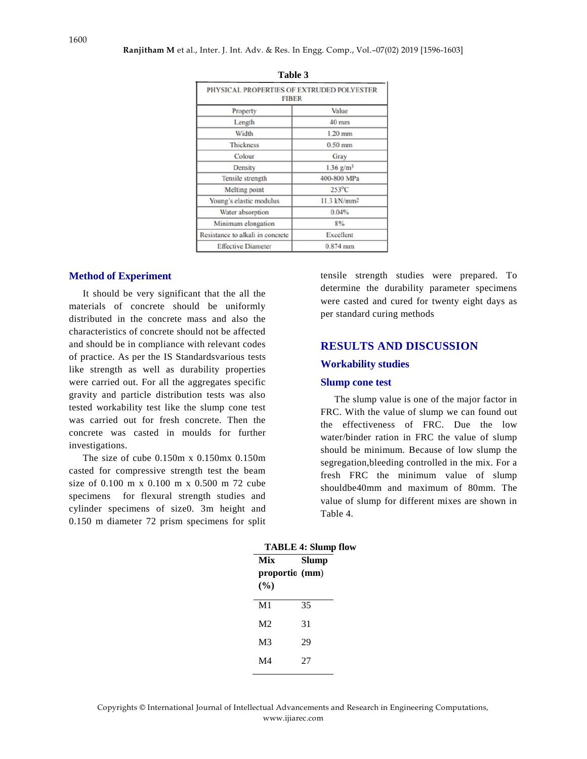**Table 3**

| PHYSICAL PROPERTIES OF EXTRUDED POLYESTER FIBER | |
|---|---|
| Property | Value |
| Length | 40 mm |
| Width | 1.20 mm |
| Thickness | 0.50 mm |
| Colour | Gray |
| Density | 1.36 g/m$^3$ |
| Tensile strength | 400-800 MPa |
| Melting point | 253$^\circ$C |
| Young's elastic modulus | 11.3 kN/mm$^2$ |
| Water absorption | 0.04% |
| Minimum elongation | 8% |
| Resistance to alkali in concrete | Excellent |
| Effective Diameter | 0.874 mm |

## Method of Experiment

It should be very significant that the all the materials of concrete should be uniformly distributed in the concrete mass and also the characteristics of concrete should not be affected and should be in compliance with relevant codes of practice. As per the IS Standardsvarious tests like strength as well as durability properties were carried out. For all the aggregates specific gravity and particle distribution tests was also tested workability test like the slump cone test was carried out for fresh concrete. Then the concrete was casted in moulds for further investigations.

The size of cube 0.150m x 0.150mx 0.150m casted for compressive strength test the beam size of 0.100 m x 0.100 m x 0.500 m 72 cube specimens for flexural strength studies and cylinder specimens of size0. 3m height and 0.150 m diameter 72 prism specimens for split tensile strength studies were prepared. To determine the durability parameter specimens were casted and cured for twenty eight days as per standard curing methods

# RESULTS AND DISCUSSION

## Workability studies

### Slump cone test

The slump value is one of the major factor in FRC. With the value of slump we can found out the effectiveness of FRC. Due the low water/binder ration in FRC the value of slump should be minimum. Because of low slump the segregation,bleeding controlled in the mix. For a fresh FRC the minimum value of slump shouldbe40mm and maximum of 80mm. The value of slump for different mixes are shown in Table 4.

**TABLE 4: Slump flow**

| Mix proportio (%) | Slump (mm) |
|---|---|
| M1 | 35 |
| M2 | 31 |
| M3 | 29 |
| M4 | 27 |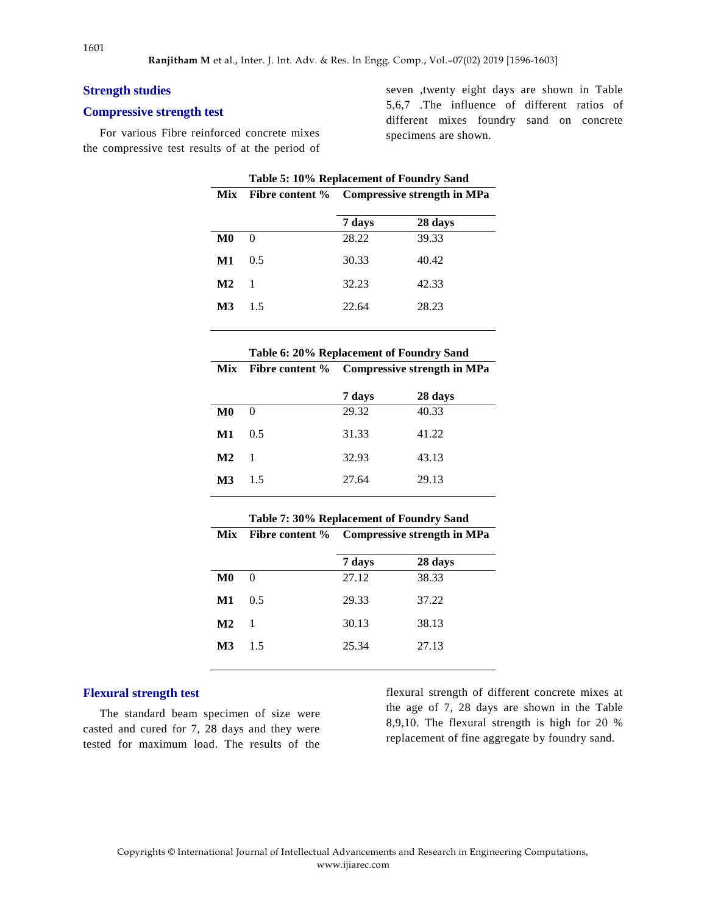## Strength studies

### Compressive strength test

For various Fibre reinforced concrete mixes the compressive test results of at the period of seven ,twenty eight days are shown in Table 5,6,7 .The influence of different ratios of different mixes foundry sand on concrete specimens are shown.

**Table 5: 10% Replacement of Foundry Sand**

| Mix | Fibre content % | Compressive strength in MPa | |
|---|---|---|---|
| | | 7 days | 28 days |
| M0 | 0 | 28.22 | 39.33 |
| M1 | 0.5 | 30.33 | 40.42 |
| M2 | 1 | 32.23 | 42.33 |
| M3 | 1.5 | 22.64 | 28.23 |

**Table 6: 20% Replacement of Foundry Sand**

| Mix | Fibre content % | Compressive strength in MPa | |
|---|---|---|---|
| | | 7 days | 28 days |
| M0 | 0 | 29.32 | 40.33 |
| M1 | 0.5 | 31.33 | 41.22 |
| M2 | 1 | 32.93 | 43.13 |
| M3 | 1.5 | 27.64 | 29.13 |

**Table 7: 30% Replacement of Foundry Sand**

| Mix | Fibre content % | Compressive strength in MPa | |
|---|---|---|---|
| | | 7 days | 28 days |
| M0 | 0 | 27.12 | 38.33 |
| M1 | 0.5 | 29.33 | 37.22 |
| M2 | 1 | 30.13 | 38.13 |
| M3 | 1.5 | 25.34 | 27.13 |

### Flexural strength test

The standard beam specimen of size were casted and cured for 7, 28 days and they were tested for maximum load. The results of the flexural strength of different concrete mixes at the age of 7, 28 days are shown in the Table 8,9,10. The flexural strength is high for 20 % replacement of fine aggregate by foundry sand.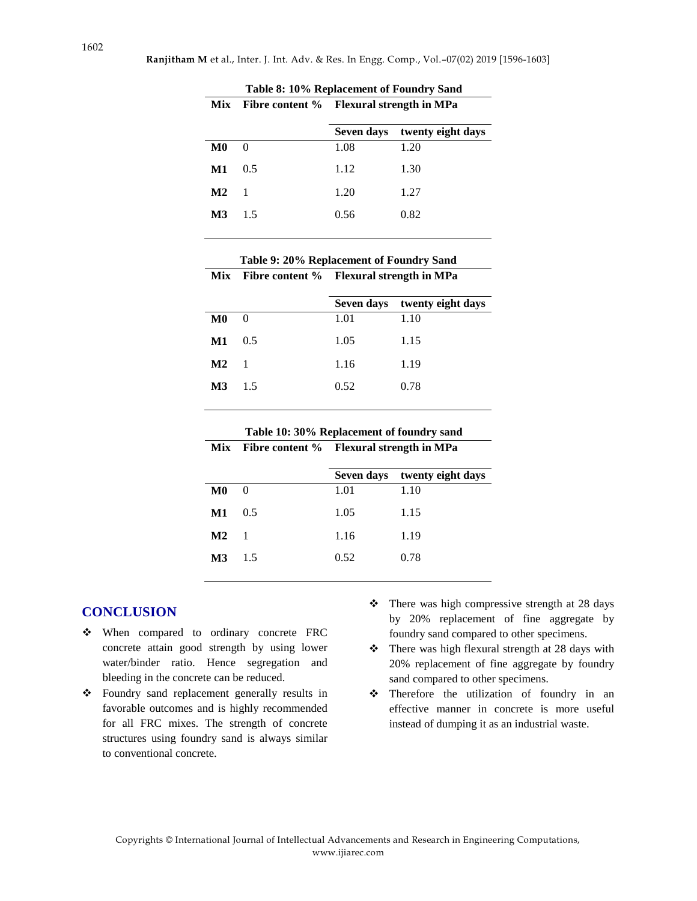**Table 8: 10% Replacement of Foundry Sand**

| Mix | Fibre content % | Flexural strength in MPa | |
|---|---|---|---|
| | | Seven days | twenty eight days |
| **M0** | 0 | 1.08 | 1.20 |
| **M1** | 0.5 | 1.12 | 1.30 |
| **M2** | 1 | 1.20 | 1.27 |
| **M3** | 1.5 | 0.56 | 0.82 |

**Table 9: 20% Replacement of Foundry Sand**

| Mix | Fibre content % | Flexural strength in MPa | |
|---|---|---|---|
| | | Seven days | twenty eight days |
| **M0** | 0 | 1.01 | 1.10 |
| **M1** | 0.5 | 1.05 | 1.15 |
| **M2** | 1 | 1.16 | 1.19 |
| **M3** | 1.5 | 0.52 | 0.78 |

**Table 10: 30% Replacement of foundry sand**

| Mix | Fibre content % | Flexural strength in MPa | |
|---|---|---|---|
| | | Seven days | twenty eight days |
| **M0** | 0 | 1.01 | 1.10 |
| **M1** | 0.5 | 1.05 | 1.15 |
| **M2** | 1 | 1.16 | 1.19 |
| **M3** | 1.5 | 0.52 | 0.78 |

## CONCLUSION

- When compared to ordinary concrete FRC concrete attain good strength by using lower water/binder ratio. Hence segregation and bleeding in the concrete can be reduced.
- Foundry sand replacement generally results in favorable outcomes and is highly recommended for all FRC mixes. The strength of concrete structures using foundry sand is always similar to conventional concrete.
- There was high compressive strength at 28 days by 20% replacement of fine aggregate by foundry sand compared to other specimens.
- There was high flexural strength at 28 days with 20% replacement of fine aggregate by foundry sand compared to other specimens.
- Therefore the utilization of foundry in an effective manner in concrete is more useful instead of dumping it as an industrial waste.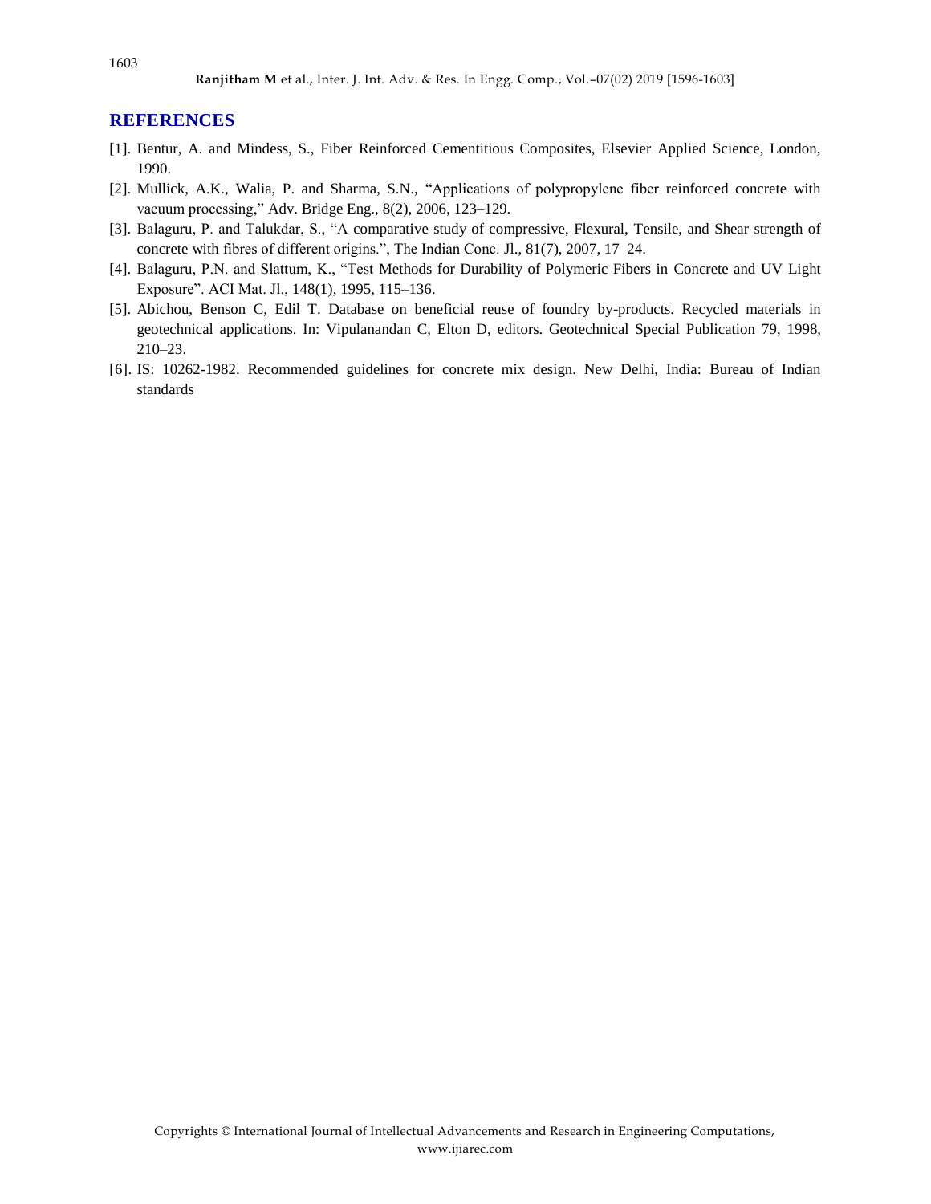## REFERENCES

[1]. Bentur, A. and Mindess, S., Fiber Reinforced Cementitious Composites, Elsevier Applied Science, London, 1990.

[2]. Mullick, A.K., Walia, P. and Sharma, S.N., “Applications of polypropylene fiber reinforced concrete with vacuum processing,” Adv. Bridge Eng., 8(2), 2006, 123–129.

[3]. Balaguru, P. and Talukdar, S., “A comparative study of compressive, Flexural, Tensile, and Shear strength of concrete with fibres of different origins.”, The Indian Conc. Jl., 81(7), 2007, 17–24.

[4]. Balaguru, P.N. and Slattum, K., “Test Methods for Durability of Polymeric Fibers in Concrete and UV Light Exposure”. ACI Mat. Jl., 148(1), 1995, 115–136.

[5]. Abichou, Benson C, Edil T. Database on beneficial reuse of foundry by-products. Recycled materials in geotechnical applications. In: Vipulanandan C, Elton D, editors. Geotechnical Special Publication 79, 1998, 210–23.

[6]. IS: 10262-1982. Recommended guidelines for concrete mix design. New Delhi, India: Bureau of Indian standards